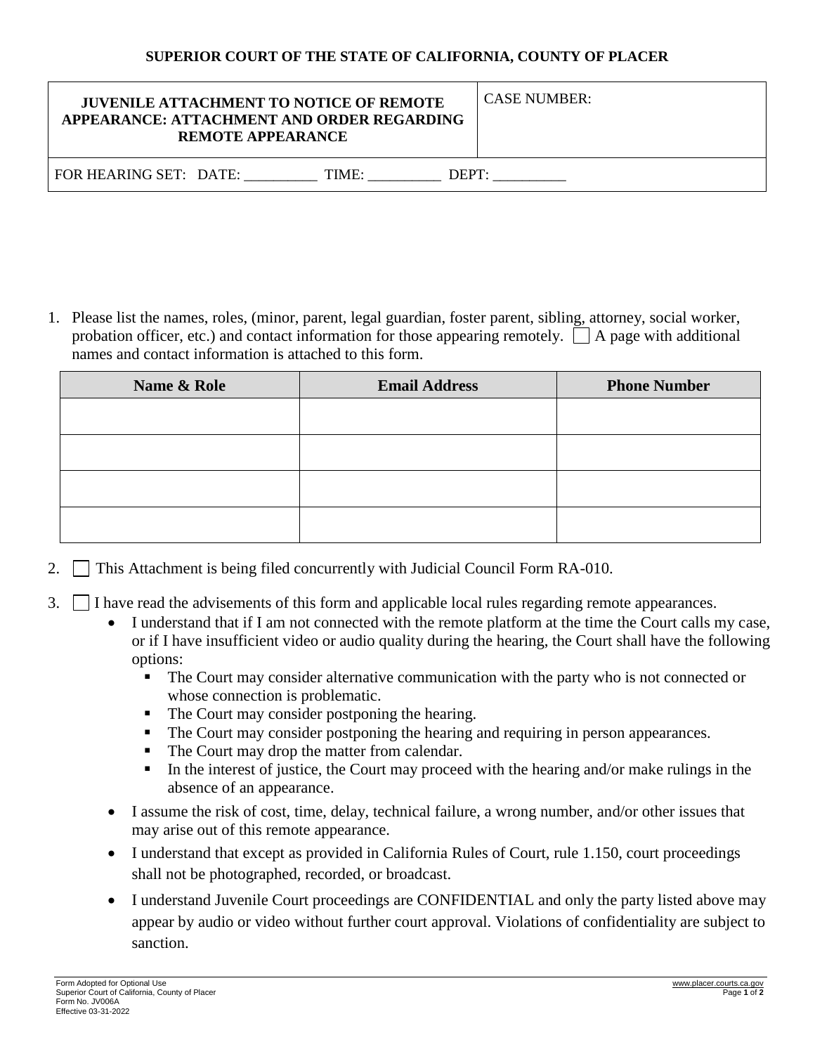**SUPERIOR COURT OF THE STATE OF CALIFORNIA, COUNTY OF PLACER**

| **JUVENILE ATTACHMENT TO NOTICE OF REMOTE APPEARANCE: ATTACHMENT AND ORDER REGARDING REMOTE APPEARANCE** | CASE NUMBER: |
|---|---|
| FOR HEARING SET: DATE: __________ TIME: __________ DEPT: __________ | |

1. Please list the names, roles, (minor, parent, legal guardian, foster parent, sibling, attorney, social worker, probation officer, etc.) and contact information for those appearing remotely. ☐ A page with additional names and contact information is attached to this form.

| Name & Role | Email Address | Phone Number |
|---|---|---|
| | | |
| | | |
| | | |
| | | |

2. ☐ This Attachment is being filed concurrently with Judicial Council Form RA-010.

3. ☐ I have read the advisements of this form and applicable local rules regarding remote appearances.
   - I understand that if I am not connected with the remote platform at the time the Court calls my case, or if I have insufficient video or audio quality during the hearing, the Court shall have the following options:
     - The Court may consider alternative communication with the party who is not connected or whose connection is problematic.
     - The Court may consider postponing the hearing.
     - The Court may consider postponing the hearing and requiring in person appearances.
     - The Court may drop the matter from calendar.
     - In the interest of justice, the Court may proceed with the hearing and/or make rulings in the absence of an appearance.
   - I assume the risk of cost, time, delay, technical failure, a wrong number, and/or other issues that may arise out of this remote appearance.
   - I understand that except as provided in California Rules of Court, rule 1.150, court proceedings shall not be photographed, recorded, or broadcast.
   - I understand Juvenile Court proceedings are CONFIDENTIAL and only the party listed above may appear by audio or video without further court approval. Violations of confidentiality are subject to sanction.

Form Adopted for Optional Use
Superior Court of California, County of Placer
Form No. JV006A
Effective 03-31-2022

www.placer.courts.ca.gov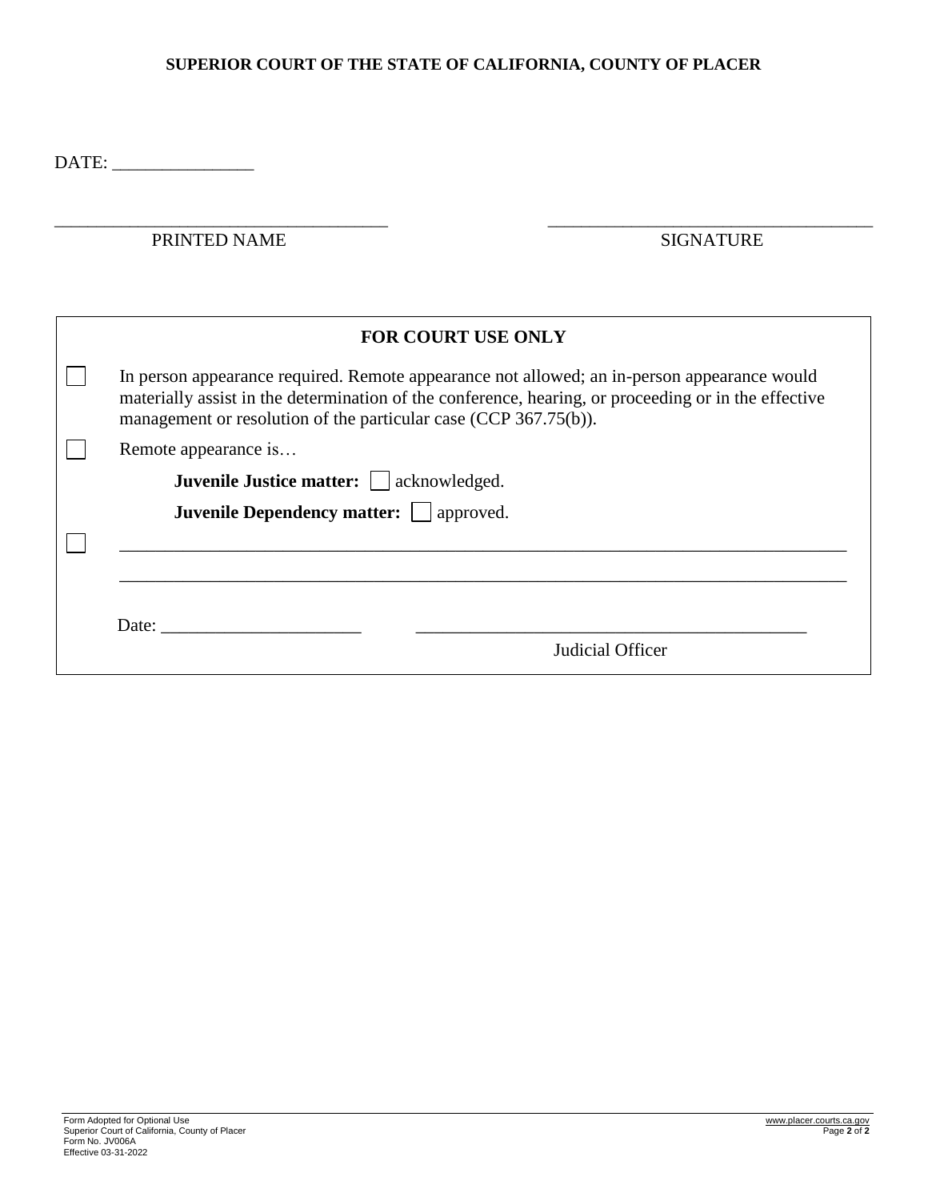**SUPERIOR COURT OF THE STATE OF CALIFORNIA, COUNTY OF PLACER**

DATE: _______________

_____________________________________ _____________________________________

PRINTED NAME SIGNATURE

**FOR COURT USE ONLY**

☐ In person appearance required. Remote appearance not allowed; an in-person appearance would materially assist in the determination of the conference, hearing, or proceeding or in the effective management or resolution of the particular case (CCP 367.75(b)).

☐ Remote appearance is…

**Juvenile Justice matter:** ☐ acknowledged.

**Juvenile Dependency matter:** ☐ approved.

☐ ________________________________________________________________________________

________________________________________________________________________________

Date: ______________________ ____________________________________________

Judicial Officer

Form Adopted for Optional Use
Superior Court of California, County of Placer
Form No. JV006A
Effective 03-31-2022

www.placer.courts.ca.gov